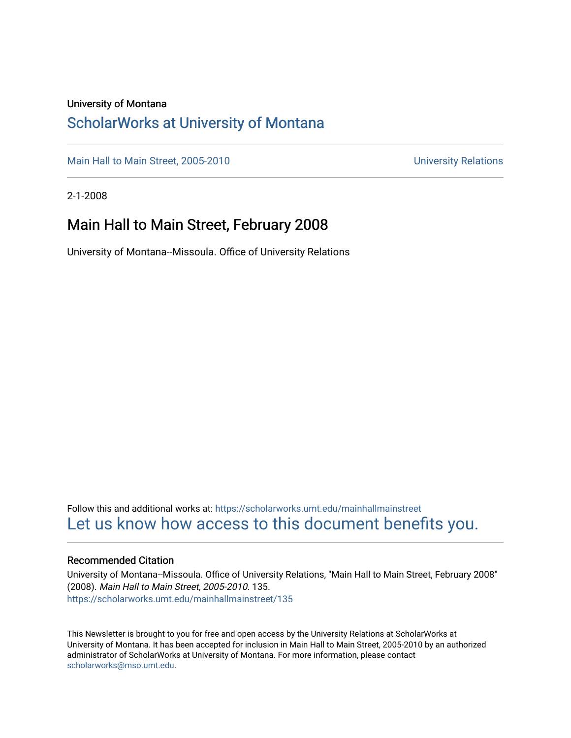University of Montana

# ScholarWorks at University of Montana

Main Hall to Main Street, 2005-2010 University Relations

2-1-2008

## Main Hall to Main Street, February 2008

University of Montana--Missoula. Office of University Relations

Follow this and additional works at: https://scholarworks.umt.edu/mainhallmainstreet

Let us know how access to this document benefits you.

### Recommended Citation

University of Montana--Missoula. Office of University Relations, "Main Hall to Main Street, February 2008" (2008). *Main Hall to Main Street, 2005-2010*. 135.
https://scholarworks.umt.edu/mainhallmainstreet/135

This Newsletter is brought to you for free and open access by the University Relations at ScholarWorks at University of Montana. It has been accepted for inclusion in Main Hall to Main Street, 2005-2010 by an authorized administrator of ScholarWorks at University of Montana. For more information, please contact scholarworks@mso.umt.edu.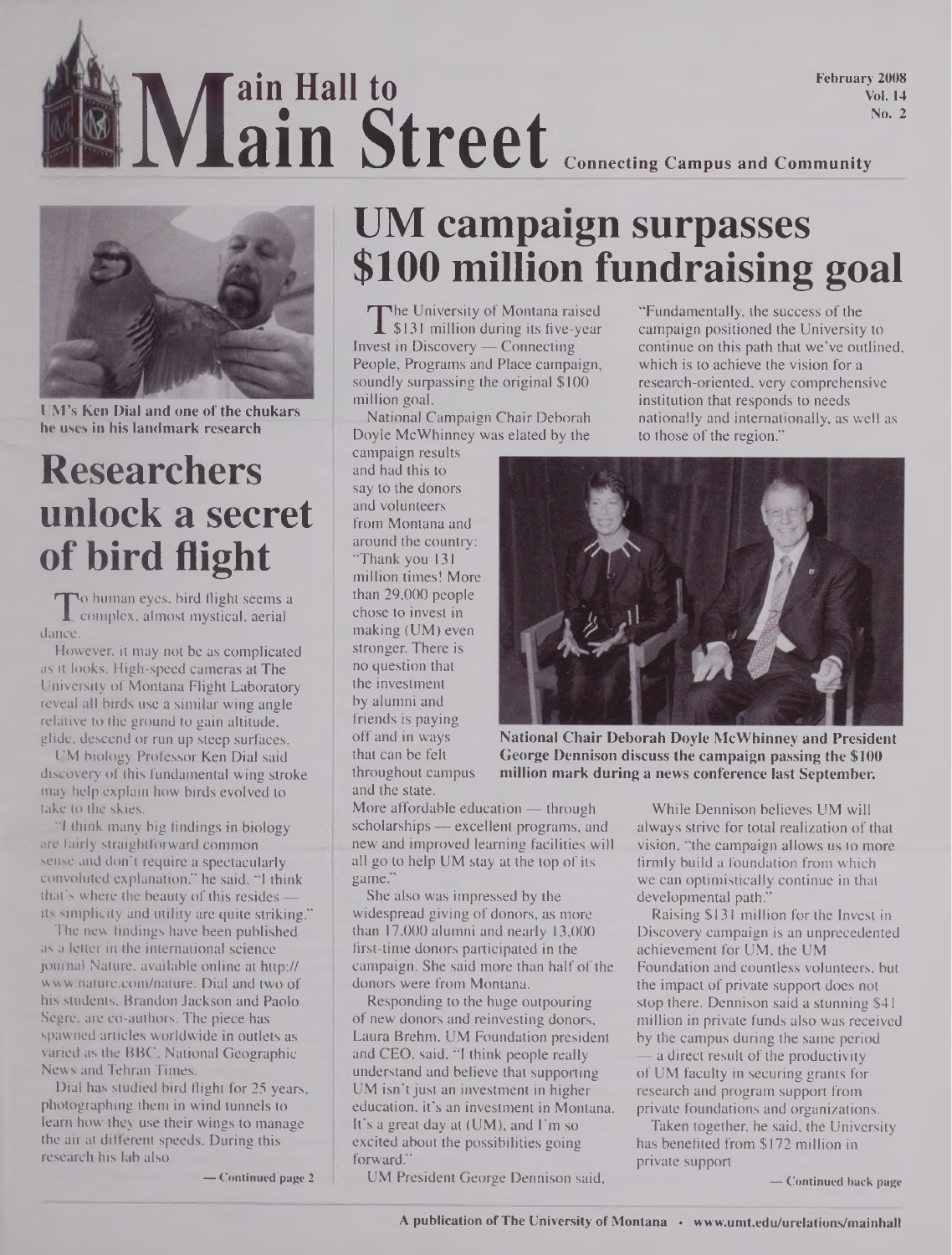# Main Hall to Main Street

February 2008
Vol. 14
No. 2

Connecting Campus and Community

UM's Ken Dial and one of the chukars he uses in his landmark research

## Researchers unlock a secret of bird flight

To human eyes, bird flight seems a complex, almost mystical, aerial dance.

However, it may not be as complicated as it looks. High-speed cameras at The University of Montana Flight Laboratory reveal all birds use a similar wing angle relative to the ground to gain altitude, glide, descend or run up steep surfaces.

UM biology Professor Ken Dial said discovery of this fundamental wing stroke may help explain how birds evolved to take to the skies.

"I think many big findings in biology are fairly straightforward common sense and don't require a spectacularly convoluted explanation," he said. "I think that's where the beauty of this resides — its simplicity and utility are quite striking."

The new findings have been published as a letter in the international science journal Nature, available online at http://www.nature.com/nature. Dial and two of his students, Brandon Jackson and Paolo Segre, are co-authors. The piece has spawned articles worldwide in outlets as varied as the BBC, National Geographic News and Tehran Times.

Dial has studied bird flight for 25 years, photographing them in wind tunnels to learn how they use their wings to manage the air at different speeds. During this research his lab also

— Continued page 2

## UM campaign surpasses $100 million fundraising goal

The University of Montana raised $131 million during its five-year Invest in Discovery — Connecting People, Programs and Place campaign, soundly surpassing the original $100 million goal.

National Campaign Chair Deborah Doyle McWhinney was elated by the campaign results and had this to say to the donors and volunteers from Montana and around the country: "Thank you 131 million times! More than 29,000 people chose to invest in making (UM) even stronger. There is no question that the investment by alumni and friends is paying off and in ways that can be felt throughout campus and the state. More affordable education — through scholarships — excellent programs, and new and improved learning facilities will all go to help UM stay at the top of its game."

National Chair Deborah Doyle McWhinney and President George Dennison discuss the campaign passing the $100 million mark during a news conference last September.

She also was impressed by the widespread giving of donors, as more than 17,000 alumni and nearly 13,000 first-time donors participated in the campaign. She said more than half of the donors were from Montana.

Responding to the huge outpouring of new donors and reinvesting donors, Laura Brehm, UM Foundation president and CEO, said, "I think people really understand and believe that supporting UM isn't just an investment in higher education, it's an investment in Montana. It's a great day at (UM), and I'm so excited about the possibilities going forward."

UM President George Dennison said, "Fundamentally, the success of the campaign positioned the University to continue on this path that we've outlined, which is to achieve the vision for a research-oriented, very comprehensive institution that responds to needs nationally and internationally, as well as to those of the region."

While Dennison believes UM will always strive for total realization of that vision, "the campaign allows us to more firmly build a foundation from which we can optimistically continue in that developmental path."

Raising $131 million for the Invest in Discovery campaign is an unprecedented achievement for UM, the UM Foundation and countless volunteers, but the impact of private support does not stop there. Dennison said a stunning $41 million in private funds also was received by the campus during the same period — a direct result of the productivity of UM faculty in securing grants for research and program support from private foundations and organizations.

Taken together, he said, the University has benefited from $172 million in private support

— Continued back page

A publication of The University of Montana • www.umt.edu/urelations/mainhall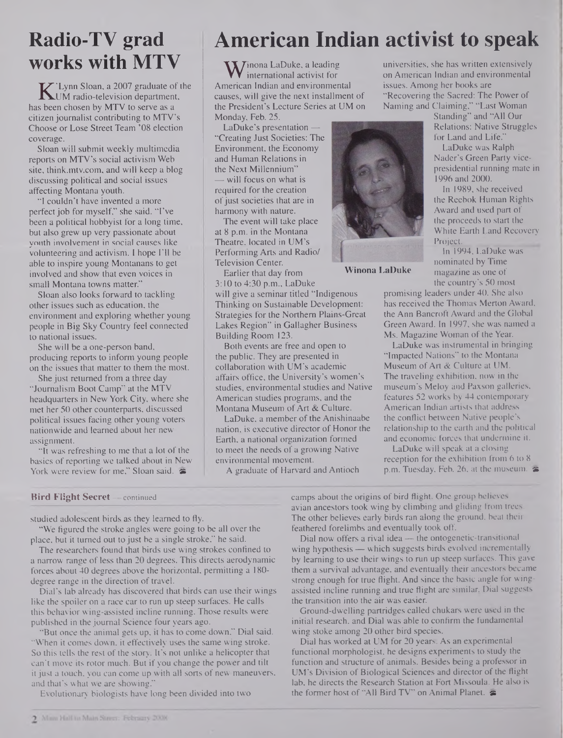## Radio-TV grad works with MTV

K'Lynn Sloan, a 2007 graduate of the UM radio-television department, has been chosen by MTV to serve as a citizen journalist contributing to MTV's Choose or Lose Street Team '08 election coverage.

Sloan will submit weekly multimedia reports on MTV's social activism Web site, think.mtv.com, and will keep a blog discussing political and social issues affecting Montana youth.

"I couldn't have invented a more perfect job for myself," she said. "I've been a political hobbyist for a long time, but also grew up very passionate about youth involvement in social causes like volunteering and activism. I hope I'll be able to inspire young Montanans to get involved and show that even voices in small Montana towns matter."

Sloan also looks forward to tackling other issues such as education, the environment and exploring whether young people in Big Sky Country feel connected to national issues.

She will be a one-person band, producing reports to inform young people on the issues that matter to them the most.

She just returned from a three day "Journalism Boot Camp" at the MTV headquarters in New York City, where she met her 50 other counterparts, discussed political issues facing other young voters nationwide and learned about her new assignment.

"It was refreshing to me that a lot of the basics of reporting we talked about in New York were review for me," Sloan said.

## American Indian activist to speak

Winona LaDuke, a leading international activist for American Indian and environmental causes, will give the next installment of the President's Lecture Series at UM on Monday, Feb. 25.

LaDuke's presentation — "Creating Just Societies: The Environment, the Economy and Human Relations in the Next Millennium" — will focus on what is required for the creation of just societies that are in harmony with nature.

The event will take place at 8 p.m. in the Montana Theatre, located in UM's Performing Arts and Radio/Television Center.

Earlier that day from 3:10 to 4:30 p.m., LaDuke will give a seminar titled "Indigenous Thinking on Sustainable Development: Strategies for the Northern Plains-Great Lakes Region" in Gallagher Business Building Room 123.

Both events are free and open to the public. They are presented in collaboration with UM's academic affairs office, the University's women's studies, environmental studies and Native American studies programs, and the Montana Museum of Art & Culture.

LaDuke, a member of the Anishinaabe nation, is executive director of Honor the Earth, a national organization formed to meet the needs of a growing Native environmental movement.

A graduate of Harvard and Antioch universities, she has written extensively on American Indian and environmental issues. Among her books are "Recovering the Sacred: The Power of Naming and Claiming," "Last Woman Standing" and "All Our Relations: Native Struggles for Land and Life."

Winona LaDuke

LaDuke was Ralph Nader's Green Party vice-presidential running mate in 1996 and 2000.

In 1989, she received the Reebok Human Rights Award and used part of the proceeds to start the White Earth Land Recovery Project.

In 1994, LaDuke was nominated by Time magazine as one of the country's 50 most promising leaders under 40. She also has received the Thomas Merton Award, the Ann Bancroft Award and the Global Green Award. In 1997, she was named a Ms. Magazine Woman of the Year.

LaDuke was instrumental in bringing "Impacted Nations" to the Montana Museum of Art & Culture at UM. The traveling exhibition, now in the museum's Meloy and Paxson galleries, features 52 works by 44 contemporary American Indian artists that address the conflict between Native people's relationship to the earth and the political and economic forces that undermine it.

LaDuke will speak at a closing reception for the exhibition from 6 to 8 p.m. Tuesday, Feb. 26, at the museum.

**Bird Flight Secret** — continued

studied adolescent birds as they learned to fly.

"We figured the stroke angles were going to be all over the place, but it turned out to just be a single stroke," he said.

The researchers found that birds use wing strokes confined to a narrow range of less than 20 degrees. This directs aerodynamic forces about 40 degrees above the horizontal, permitting a 180-degree range in the direction of travel.

Dial's lab already has discovered that birds can use their wings like the spoiler on a race car to run up steep surfaces. He calls this behavior wing-assisted incline running. Those results were published in the journal Science four years ago.

"But once the animal gets up, it has to come down," Dial said. "When it comes down, it effectively uses the same wing stroke. So this tells the rest of the story. It's not unlike a helicopter that can't move its rotor much. But if you change the power and tilt it just a touch, you can come up with all sorts of new maneuvers, and that's what we are showing."

Evolutionary biologists have long been divided into two camps about the origins of bird flight. One group believes avian ancestors took wing by climbing and gliding from trees. The other believes early birds ran along the ground, beat their feathered forelimbs and eventually took off.

Dial now offers a rival idea — the ontogenetic-transitional wing hypothesis — which suggests birds evolved incrementally by learning to use their wings to run up steep surfaces. This gave them a survival advantage, and eventually their ancestors became strong enough for true flight. And since the basic angle for wing-assisted incline running and true flight are similar, Dial suggests the transition into the air was easier.

Ground-dwelling partridges called chukars were used in the initial research, and Dial was able to confirm the fundamental wing stoke among 20 other bird species.

Dial has worked at UM for 20 years. As an experimental functional morphologist, he designs experiments to study the function and structure of animals. Besides being a professor in UM's Division of Biological Sciences and director of the flight lab, he directs the Research Station at Fort Missoula. He also is the former host of "All Bird TV" on Animal Planet.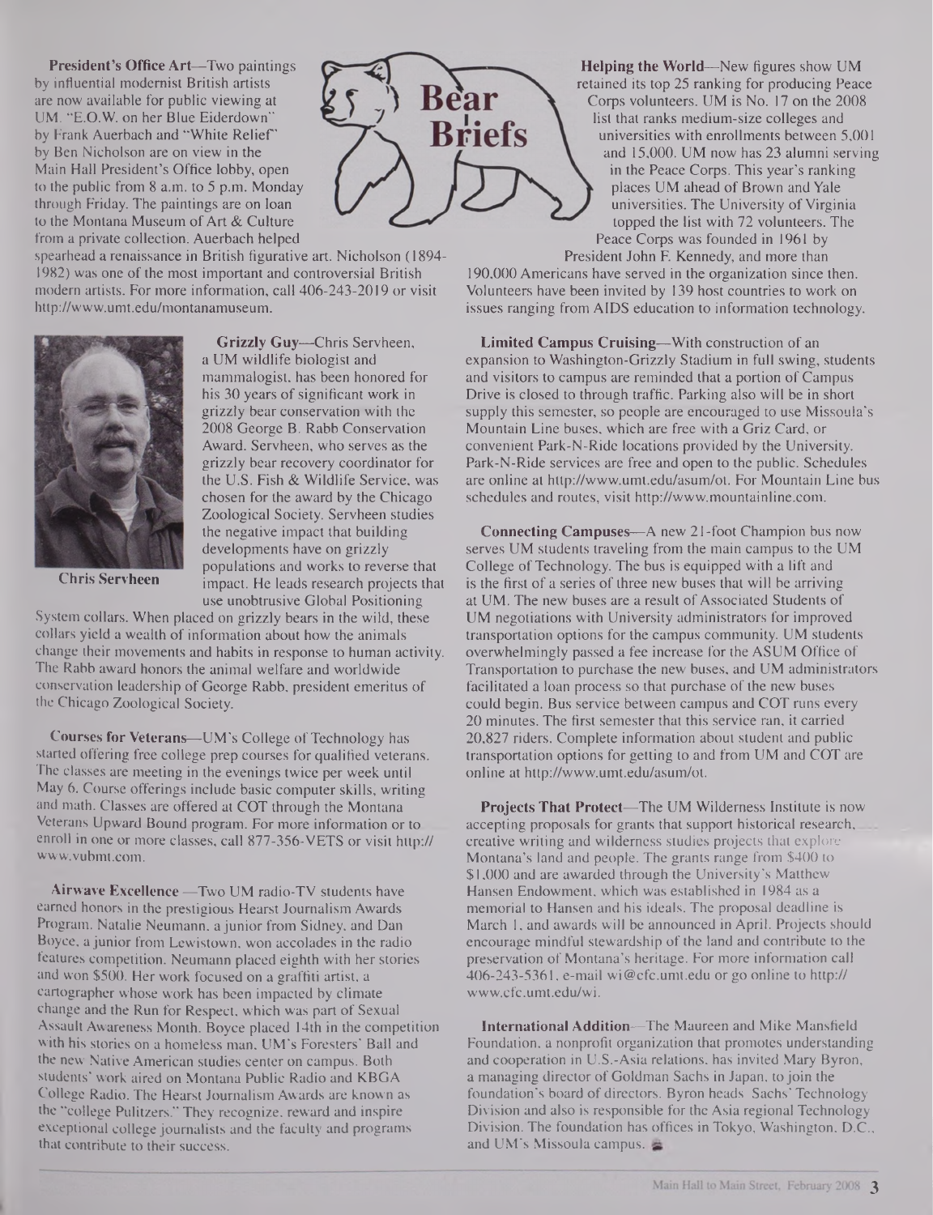# Bear Briefs

**President's Office Art**—Two paintings by influential modernist British artists are now available for public viewing at UM. "E.O.W. on her Blue Eiderdown" by Frank Auerbach and "White Relief" by Ben Nicholson are on view in the Main Hall President's Office lobby, open to the public from 8 a.m. to 5 p.m. Monday through Friday. The paintings are on loan to the Montana Museum of Art & Culture from a private collection. Auerbach helped spearhead a renaissance in British figurative art. Nicholson (1894-1982) was one of the most important and controversial British modern artists. For more information, call 406-243-2019 or visit http://www.umt.edu/montanamuseum.

**Grizzly Guy**—Chris Servheen, a UM wildlife biologist and mammalogist, has been honored for his 30 years of significant work in grizzly bear conservation with the 2008 George B. Rabb Conservation Award. Servheen, who serves as the grizzly bear recovery coordinator for the U.S. Fish & Wildlife Service, was chosen for the award by the Chicago Zoological Society. Servheen studies the negative impact that building developments have on grizzly populations and works to reverse that impact. He leads research projects that use unobtrusive Global Positioning System collars. When placed on grizzly bears in the wild, these collars yield a wealth of information about how the animals change their movements and habits in response to human activity. The Rabb award honors the animal welfare and worldwide conservation leadership of George Rabb, president emeritus of the Chicago Zoological Society.

Chris Servheen

**Courses for Veterans**—UM's College of Technology has started offering free college prep courses for qualified veterans. The classes are meeting in the evenings twice per week until May 6. Course offerings include basic computer skills, writing and math. Classes are offered at COT through the Montana Veterans Upward Bound program. For more information or to enroll in one or more classes, call 877-356-VETS or visit http://www.vubmt.com.

**Airwave Excellence**—Two UM radio-TV students have earned honors in the prestigious Hearst Journalism Awards Program. Natalie Neumann, a junior from Sidney, and Dan Boyce, a junior from Lewistown, won accolades in the radio features competition. Neumann placed eighth with her stories and won $500. Her work focused on a graffiti artist, a cartographer whose work has been impacted by climate change and the Run for Respect, which was part of Sexual Assault Awareness Month. Boyce placed 14th in the competition with his stories on a homeless man, UM's Foresters' Ball and the new Native American studies center on campus. Both students' work aired on Montana Public Radio and KBGA College Radio. The Hearst Journalism Awards are known as the "college Pulitzers." They recognize, reward and inspire exceptional college journalists and the faculty and programs that contribute to their success.

**Helping the World**—New figures show UM retained its top 25 ranking for producing Peace Corps volunteers. UM is No. 17 on the 2008 list that ranks medium-size colleges and universities with enrollments between 5,001 and 15,000. UM now has 23 alumni serving in the Peace Corps. This year's ranking places UM ahead of Brown and Yale universities. The University of Virginia topped the list with 72 volunteers. The Peace Corps was founded in 1961 by President John F. Kennedy, and more than 190,000 Americans have served in the organization since then. Volunteers have been invited by 139 host countries to work on issues ranging from AIDS education to information technology.

**Limited Campus Cruising**—With construction of an expansion to Washington-Grizzly Stadium in full swing, students and visitors to campus are reminded that a portion of Campus Drive is closed to through traffic. Parking also will be in short supply this semester, so people are encouraged to use Missoula's Mountain Line buses, which are free with a Griz Card, or convenient Park-N-Ride locations provided by the University. Park-N-Ride services are free and open to the public. Schedules are online at http://www.umt.edu/asum/ot. For Mountain Line bus schedules and routes, visit http://www.mountainline.com.

**Connecting Campuses**—A new 21-foot Champion bus now serves UM students traveling from the main campus to the UM College of Technology. The bus is equipped with a lift and is the first of a series of three new buses that will be arriving at UM. The new buses are a result of Associated Students of UM negotiations with University administrators for improved transportation options for the campus community. UM students overwhelmingly passed a fee increase for the ASUM Office of Transportation to purchase the new buses, and UM administrators facilitated a loan process so that purchase of the new buses could begin. Bus service between campus and COT runs every 20 minutes. The first semester that this service ran, it carried 20,827 riders. Complete information about student and public transportation options for getting to and from UM and COT are online at http://www.umt.edu/asum/ot.

**Projects That Protect**—The UM Wilderness Institute is now accepting proposals for grants that support historical research, creative writing and wilderness studies projects that explore Montana's land and people. The grants range from $400 to $1,000 and are awarded through the University's Matthew Hansen Endowment, which was established in 1984 as a memorial to Hansen and his ideals. The proposal deadline is March 1, and awards will be announced in April. Projects should encourage mindful stewardship of the land and contribute to the preservation of Montana's heritage. For more information call 406-243-5361, e-mail wi@cfc.umt.edu or go online to http://www.cfc.umt.edu/wi.

**International Addition**—The Maureen and Mike Mansfield Foundation, a nonprofit organization that promotes understanding and cooperation in U.S.-Asia relations, has invited Mary Byron, a managing director of Goldman Sachs in Japan, to join the foundation's board of directors. Byron heads Sachs' Technology Division and also is responsible for the Asia regional Technology Division. The foundation has offices in Tokyo, Washington, D.C., and UM's Missoula campus.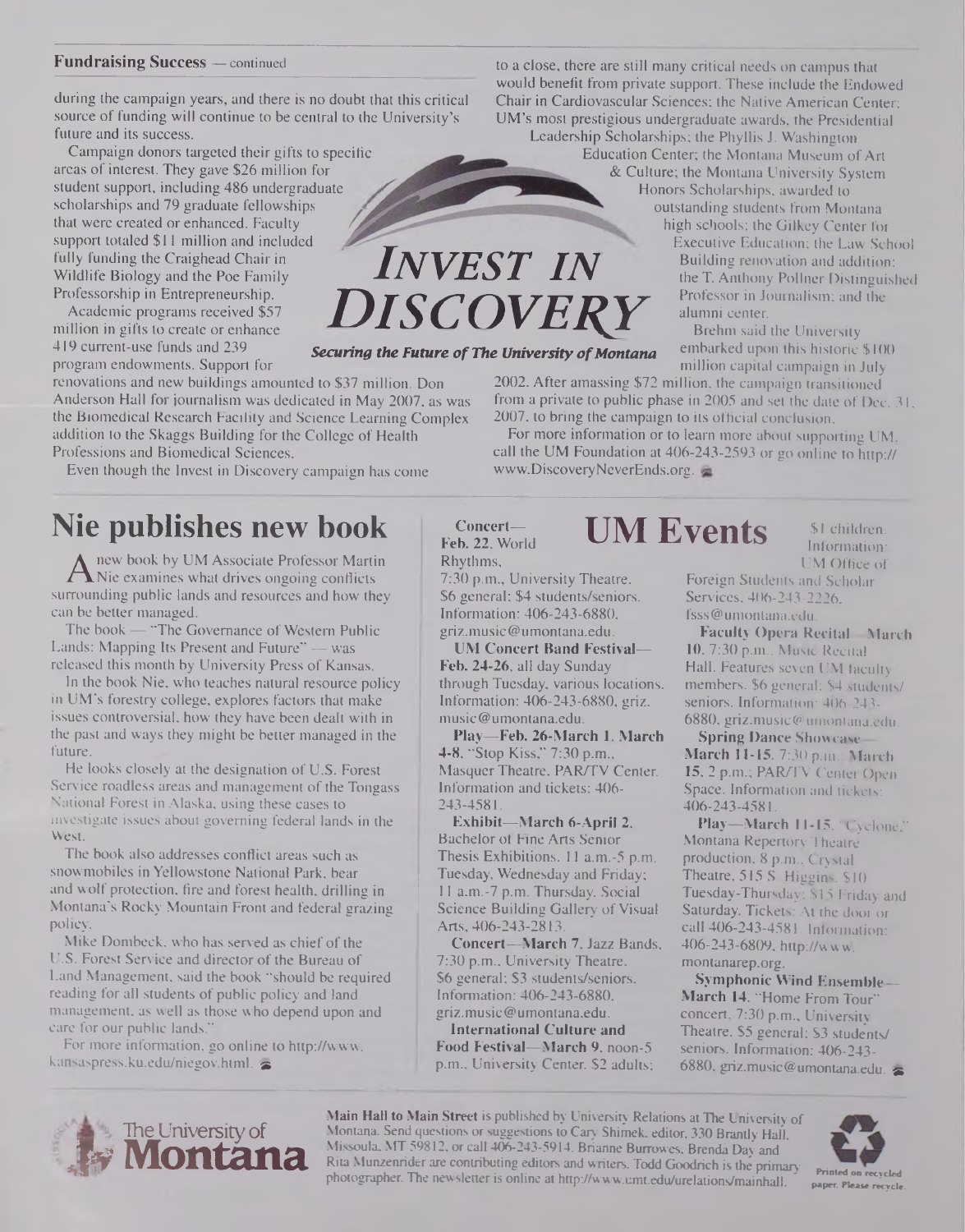**Fundraising Success** — continued

during the campaign years, and there is no doubt that this critical source of funding will continue to be central to the University's future and its success.

Campaign donors targeted their gifts to specific areas of interest. They gave $26 million for student support, including 486 undergraduate scholarships and 79 graduate fellowships that were created or enhanced. Faculty support totaled $11 million and included fully funding the Craighead Chair in Wildlife Biology and the Poe Family Professorship in Entrepreneurship.

Academic programs received $57 million in gifts to create or enhance 419 current-use funds and 239 program endowments. Support for renovations and new buildings amounted to $37 million. Don Anderson Hall for journalism was dedicated in May 2007, as was the Biomedical Research Facility and Science Learning Complex addition to the Skaggs Building for the College of Health Professions and Biomedical Sciences.

Even though the Invest in Discovery campaign has come to a close, there are still many critical needs on campus that would benefit from private support. These include the Endowed Chair in Cardiovascular Sciences; the Native American Center; UM's most prestigious undergraduate awards, the Presidential Leadership Scholarships; the Phyllis J. Washington Education Center; the Montana Museum of Art & Culture; the Montana University System Honors Scholarships, awarded to outstanding students from Montana high schools; the Gilkey Center for Executive Education; the Law School Building renovation and addition; the T. Anthony Pollner Distinguished Professor in Journalism; and the alumni center.

*INVEST IN DISCOVERY*

***Securing the Future of The University of Montana***

Brehm said the University embarked upon this historic $100 million capital campaign in July 2002. After amassing $72 million, the campaign transitioned from a private to public phase in 2005 and set the date of Dec. 31, 2007, to bring the campaign to its official conclusion.

For more information or to learn more about supporting UM, call the UM Foundation at 406-243-2593 or go online to http://www.DiscoveryNeverEnds.org.

# Nie publishes new book

A new book by UM Associate Professor Martin Nie examines what drives ongoing conflicts surrounding public lands and resources and how they can be better managed.

The book — "The Governance of Western Public Lands: Mapping Its Present and Future" — was released this month by University Press of Kansas.

In the book Nie, who teaches natural resource policy in UM's forestry college, explores factors that make issues controversial, how they have been dealt with in the past and ways they might be better managed in the future.

He looks closely at the designation of U.S. Forest Service roadless areas and management of the Tongass National Forest in Alaska, using these cases to investigate issues about governing federal lands in the West.

The book also addresses conflict areas such as snowmobiles in Yellowstone National Park, bear and wolf protection, fire and forest health, drilling in Montana's Rocky Mountain Front and federal grazing policy.

Mike Dombeck, who has served as chief of the U.S. Forest Service and director of the Bureau of Land Management, said the book "should be required reading for all students of public policy and land management, as well as those who depend upon and care for our public lands."

For more information, go online to http://www.kansaspress.ku.edu/niegov.html.

# UM Events

**Concert—Feb. 22**, World Rhythms, 7:30 p.m., University Theatre. $6 general; $4 students/seniors. Information: 406-243-6880, griz.music@umontana.edu.

**UM Concert Band Festival—Feb. 24-26**, all day Sunday through Tuesday, various locations. Information: 406-243-6880, griz.music@umontana.edu.

**Play—Feb. 26-March 1, March 4-8**, "Stop Kiss," 7:30 p.m., Masquer Theatre, PAR/TV Center. Information and tickets: 406-243-4581.

**Exhibit—March 6-April 2**, Bachelor of Fine Arts Senior Thesis Exhibitions. 11 a.m.-5 p.m. Tuesday, Wednesday and Friday; 11 a.m.-7 p.m. Thursday. Social Science Building Gallery of Visual Arts, 406-243-2813.

**Concert—March 7**, Jazz Bands, 7:30 p.m., University Theatre. $6 general; $3 students/seniors. Information: 406-243-6880, griz.music@umontana.edu.

**International Culture and Food Festival—March 9**, noon-5 p.m., University Center. $2 adults; $1 children. Information: UM Office of Foreign Students and Scholar Services, 406-243-2226, fsss@umontana.edu.

**Faculty Opera Recital—March 10**, 7:30 p.m., Music Recital Hall. Features seven UM faculty members. $6 general; $4 students/seniors. Information: 406-243-6880, griz.music@umontana.edu.

**Spring Dance Showcase—March 11-15**, 7:30 p.m.; March 15, 2 p.m.; PAR/TV Center Open Space. Information and tickets: 406-243-4581.

**Play—March 11-15**, "Cyclone," Montana Repertory Theatre production, 8 p.m., Crystal Theatre, 515 S. Higgins. $10 Tuesday-Thursday; $15 Friday and Saturday. Tickets: At the door or call 406-243-4581. Information: 406-243-6809, http://www.montanarep.org.

**Symphonic Wind Ensemble—March 14**, "Home From Tour" concert, 7:30 p.m., University Theatre. $5 general; $3 students/seniors. Information: 406-243-6880, griz.music@umontana.edu.

The University of Montana

**Main Hall to Main Street** is published by University Relations at The University of Montana. Send questions or suggestions to Cary Shimek, editor, 330 Brantly Hall, Missoula, MT 59812, or call 406-243-5914. Brianne Burrowes, Brenda Day and Rita Munzenrider are contributing editors and writers. Todd Goodrich is the primary photographer. The newsletter is online at http://www.umt.edu/urelations/mainhall.

Printed on recycled paper. Please recycle.